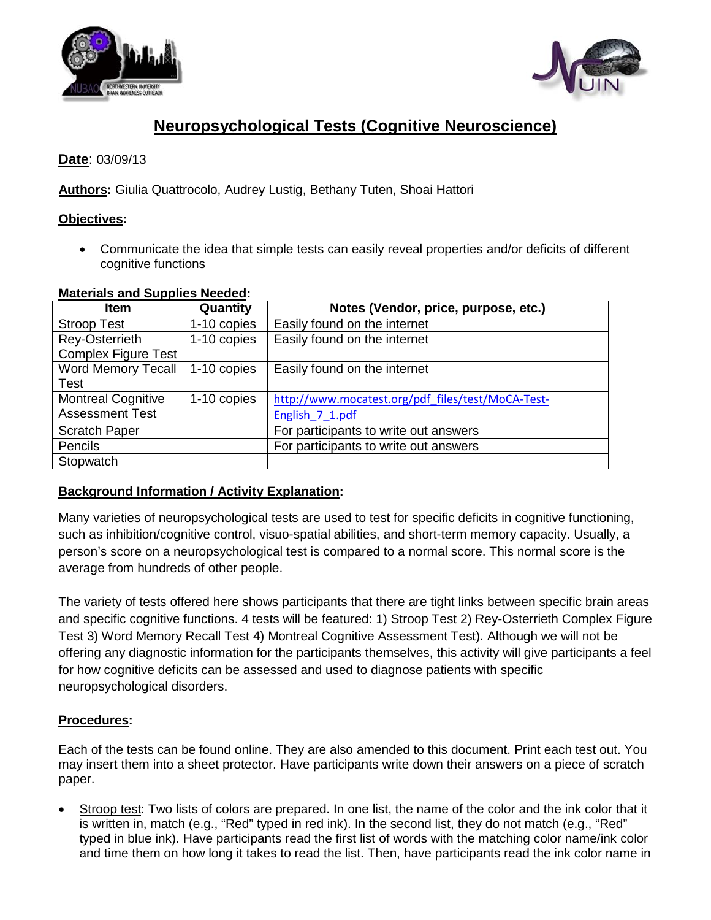# Neuropsychological Tests (Cognitive Neuroscience)

**Date**: 03/09/13

**Authors:** Giulia Quattrocolo, Audrey Lustig, Bethany Tuten, Shoai Hattori

**Objectives:**

- Communicate the idea that simple tests can easily reveal properties and/or deficits of different cognitive functions

**Materials and Supplies Needed:**

| Item | Quantity | Notes (Vendor, price, purpose, etc.) |
|---|---|---|
| Stroop Test | 1-10 copies | Easily found on the internet |
| Rey-Osterrieth Complex Figure Test | 1-10 copies | Easily found on the internet |
| Word Memory Tecall Test | 1-10 copies | Easily found on the internet |
| Montreal Cognitive Assessment Test | 1-10 copies | http://www.mocatest.org/pdf_files/test/MoCA-Test-English_7_1.pdf |
| Scratch Paper | | For participants to write out answers |
| Pencils | | For participants to write out answers |
| Stopwatch | | |

**Background Information / Activity Explanation:**

Many varieties of neuropsychological tests are used to test for specific deficits in cognitive functioning, such as inhibition/cognitive control, visuo-spatial abilities, and short-term memory capacity. Usually, a person's score on a neuropsychological test is compared to a normal score. This normal score is the average from hundreds of other people.

The variety of tests offered here shows participants that there are tight links between specific brain areas and specific cognitive functions. 4 tests will be featured: 1) Stroop Test 2) Rey-Osterrieth Complex Figure Test 3) Word Memory Recall Test 4) Montreal Cognitive Assessment Test). Although we will not be offering any diagnostic information for the participants themselves, this activity will give participants a feel for how cognitive deficits can be assessed and used to diagnose patients with specific neuropsychological disorders.

**Procedures:**

Each of the tests can be found online. They are also amended to this document. Print each test out. You may insert them into a sheet protector. Have participants write down their answers on a piece of scratch paper.

- Stroop test: Two lists of colors are prepared. In one list, the name of the color and the ink color that it is written in, match (e.g., "Red" typed in red ink). In the second list, they do not match (e.g., "Red" typed in blue ink). Have participants read the first list of words with the matching color name/ink color and time them on how long it takes to read the list. Then, have participants read the ink color name in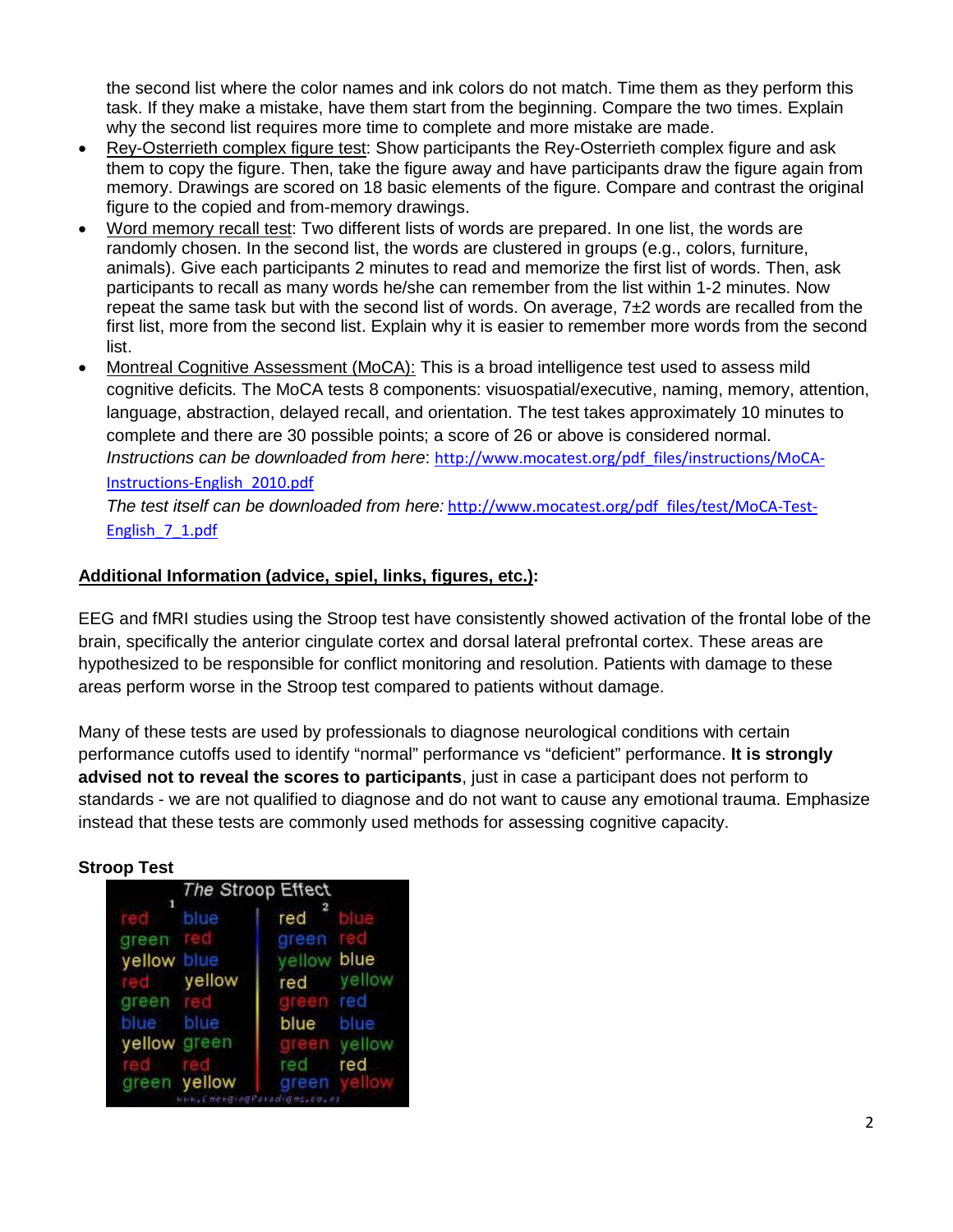the second list where the color names and ink colors do not match. Time them as they perform this task. If they make a mistake, have them start from the beginning. Compare the two times. Explain why the second list requires more time to complete and more mistake are made.

- Rey-Osterrieth complex figure test: Show participants the Rey-Osterrieth complex figure and ask them to copy the figure. Then, take the figure away and have participants draw the figure again from memory. Drawings are scored on 18 basic elements of the figure. Compare and contrast the original figure to the copied and from-memory drawings.
- Word memory recall test: Two different lists of words are prepared. In one list, the words are randomly chosen. In the second list, the words are clustered in groups (e.g., colors, furniture, animals). Give each participants 2 minutes to read and memorize the first list of words. Then, ask participants to recall as many words he/she can remember from the list within 1-2 minutes. Now repeat the same task but with the second list of words. On average, 7±2 words are recalled from the first list, more from the second list. Explain why it is easier to remember more words from the second list.
- Montreal Cognitive Assessment (MoCA): This is a broad intelligence test used to assess mild cognitive deficits. The MoCA tests 8 components: visuospatial/executive, naming, memory, attention, language, abstraction, delayed recall, and orientation. The test takes approximately 10 minutes to complete and there are 30 possible points; a score of 26 or above is considered normal.
  *Instructions can be downloaded from here*: http://www.mocatest.org/pdf_files/instructions/MoCA-Instructions-English_2010.pdf
  *The test itself can be downloaded from here:* http://www.mocatest.org/pdf_files/test/MoCA-Test-English_7_1.pdf

**Additional Information (advice, spiel, links, figures, etc.):**

EEG and fMRI studies using the Stroop test have consistently showed activation of the frontal lobe of the brain, specifically the anterior cingulate cortex and dorsal lateral prefrontal cortex. These areas are hypothesized to be responsible for conflict monitoring and resolution. Patients with damage to these areas perform worse in the Stroop test compared to patients without damage.

Many of these tests are used by professionals to diagnose neurological conditions with certain performance cutoffs used to identify "normal" performance vs "deficient" performance. **It is strongly advised not to reveal the scores to participants**, just in case a participant does not perform to standards - we are not qualified to diagnose and do not want to cause any emotional trauma. Emphasize instead that these tests are commonly used methods for assessing cognitive capacity.

**Stroop Test**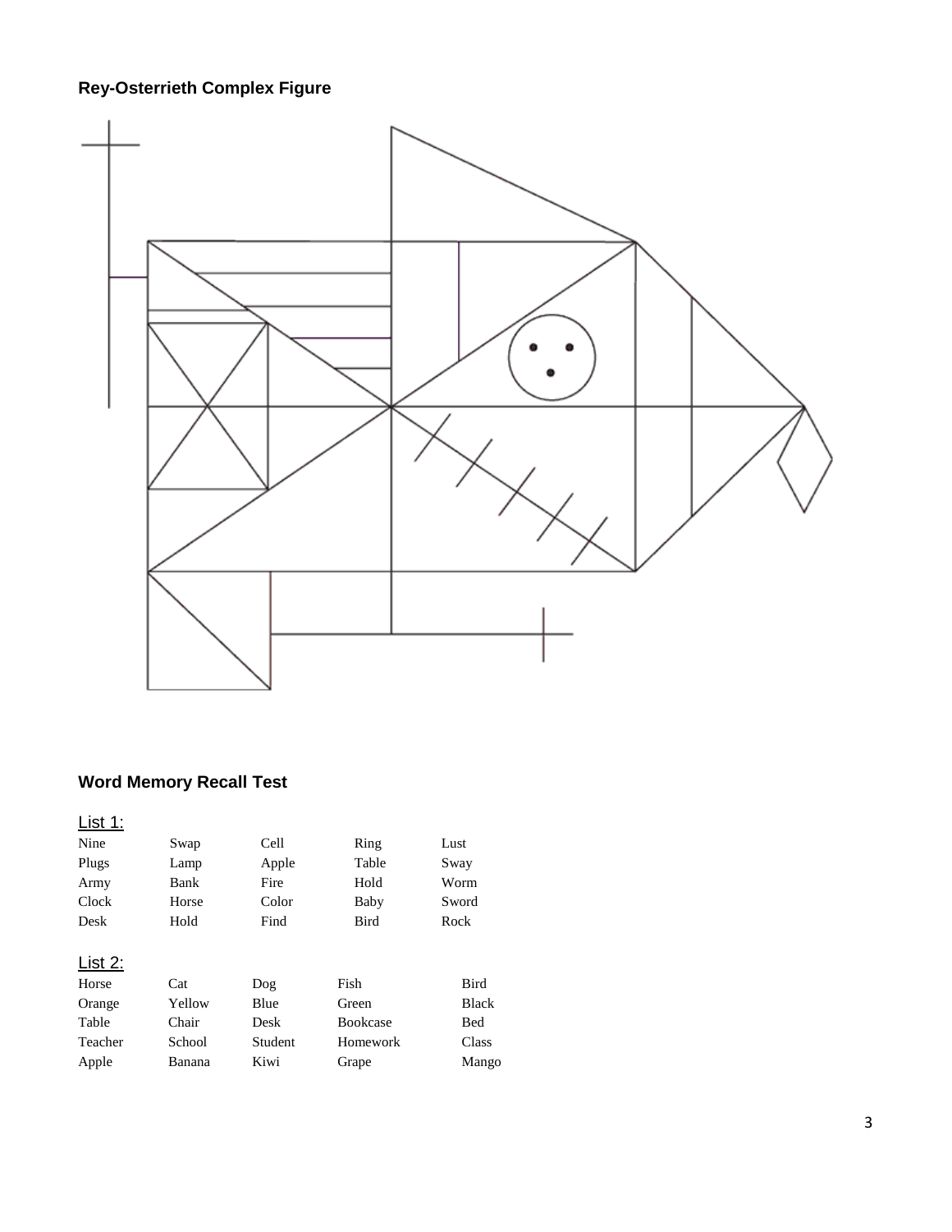## Rey-Osterrieth Complex Figure

## Word Memory Recall Test

List 1:

| | | | | |
|---|---|---|---|---|
| Nine | Swap | Cell | Ring | Lust |
| Plugs | Lamp | Apple | Table | Sway |
| Army | Bank | Fire | Hold | Worm |
| Clock | Horse | Color | Baby | Sword |
| Desk | Hold | Find | Bird | Rock |

List 2:

| | | | | |
|---|---|---|---|---|
| Horse | Cat | Dog | Fish | Bird |
| Orange | Yellow | Blue | Green | Black |
| Table | Chair | Desk | Bookcase | Bed |
| Teacher | School | Student | Homework | Class |
| Apple | Banana | Kiwi | Grape | Mango |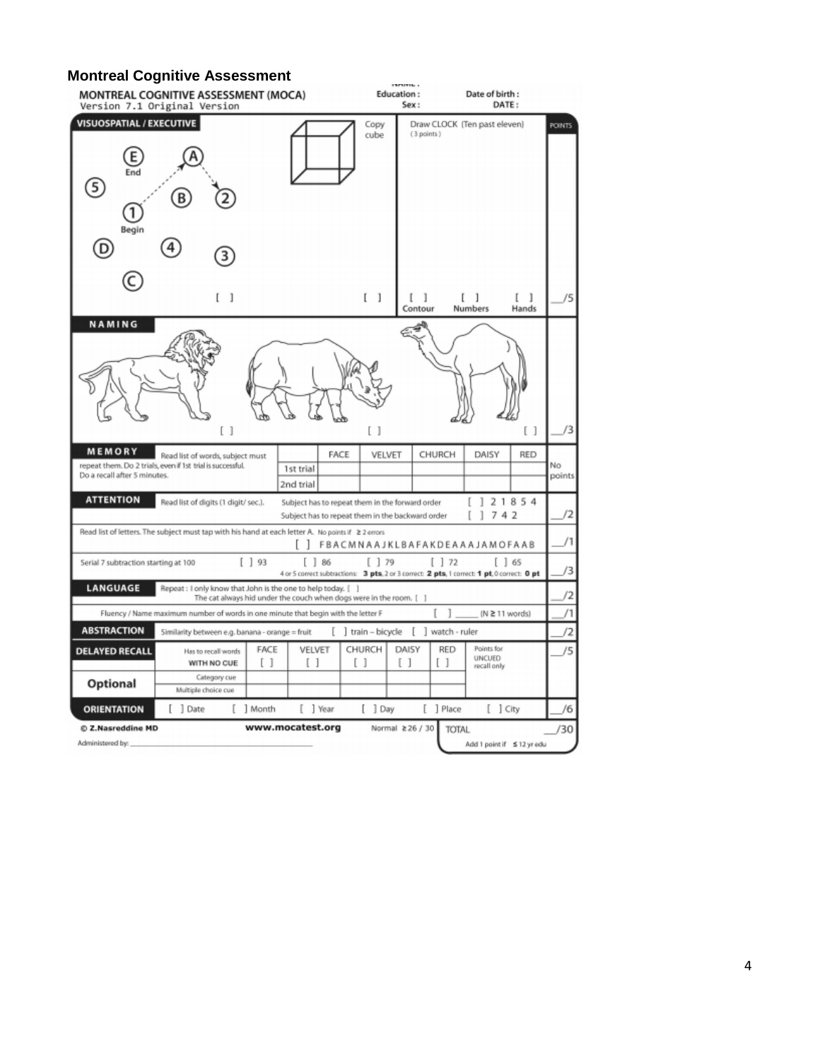# Montreal Cognitive Assessment

**MONTREAL COGNITIVE ASSESSMENT (MOCA)**
Version 7.1 Original Version

NAME :
Education :
Sex :
Date of birth :
DATE :

## VISUOSPATIAL / EXECUTIVE

E End, A, 5, B, 2, 1 Begin, D, 4, 3, C

[ ]

Copy cube

[ ]

Draw CLOCK (Ten past eleven) (3 points)

[ ] Contour [ ] Numbers [ ] Hands

POINTS __/5

## NAMING

[ ] [ ] [ ]

__/3

## MEMORY

Read list of words, subject must repeat them. Do 2 trials, even if 1st trial is successful. Do a recall after 5 minutes.

| | FACE | VELVET | CHURCH | DAISY | RED |
|---|---|---|---|---|---|
| 1st trial | | | | | |
| 2nd trial | | | | | |

No points

## ATTENTION

Read list of digits (1 digit/ sec.).
Subject has to repeat them in the forward order [ ] 2 1 8 5 4
Subject has to repeat them in the backward order [ ] 7 4 2
__/2

Read list of letters. The subject must tap with his hand at each letter A. No points if ≥ 2 errors
[ ] F B A C M N A A J K L B A F A K D E A A A J A M O F A A B
__/1

Serial 7 subtraction starting at 100 [ ] 93 [ ] 86 [ ] 79 [ ] 72 [ ] 65
4 or 5 correct subtractions: **3 pts**, 2 or 3 correct: **2 pts**, 1 correct: **1 pt**, 0 correct: **0 pt**
__/3

## LANGUAGE

Repeat : I only know that John is the one to help today. [ ]
The cat always hid under the couch when dogs were in the room. [ ]
__/2

Fluency / Name maximum number of words in one minute that begin with the letter F [ ] ____ (N ≥ 11 words)
__/1

## ABSTRACTION

Similarity between e.g. banana - orange = fruit [ ] train – bicycle [ ] watch - ruler
__/2

## DELAYED RECALL

| | | FACE | VELVET | CHURCH | DAISY | RED | |
|---|---|---|---|---|---|---|---|
| | Has to recall words WITH NO CUE | [ ] | [ ] | [ ] | [ ] | [ ] | Points for UNCUED recall only |
| Optional | Category cue | | | | | | |
| | Multiple choice cue | | | | | | |

__/5

## ORIENTATION

[ ] Date [ ] Month [ ] Year [ ] Day [ ] Place [ ] City
__/6

© Z.Nasreddine MD www.mocatest.org Normal ≥26 / 30 TOTAL __/30
Add 1 point if ≤ 12 yr edu

Administered by: ______________________